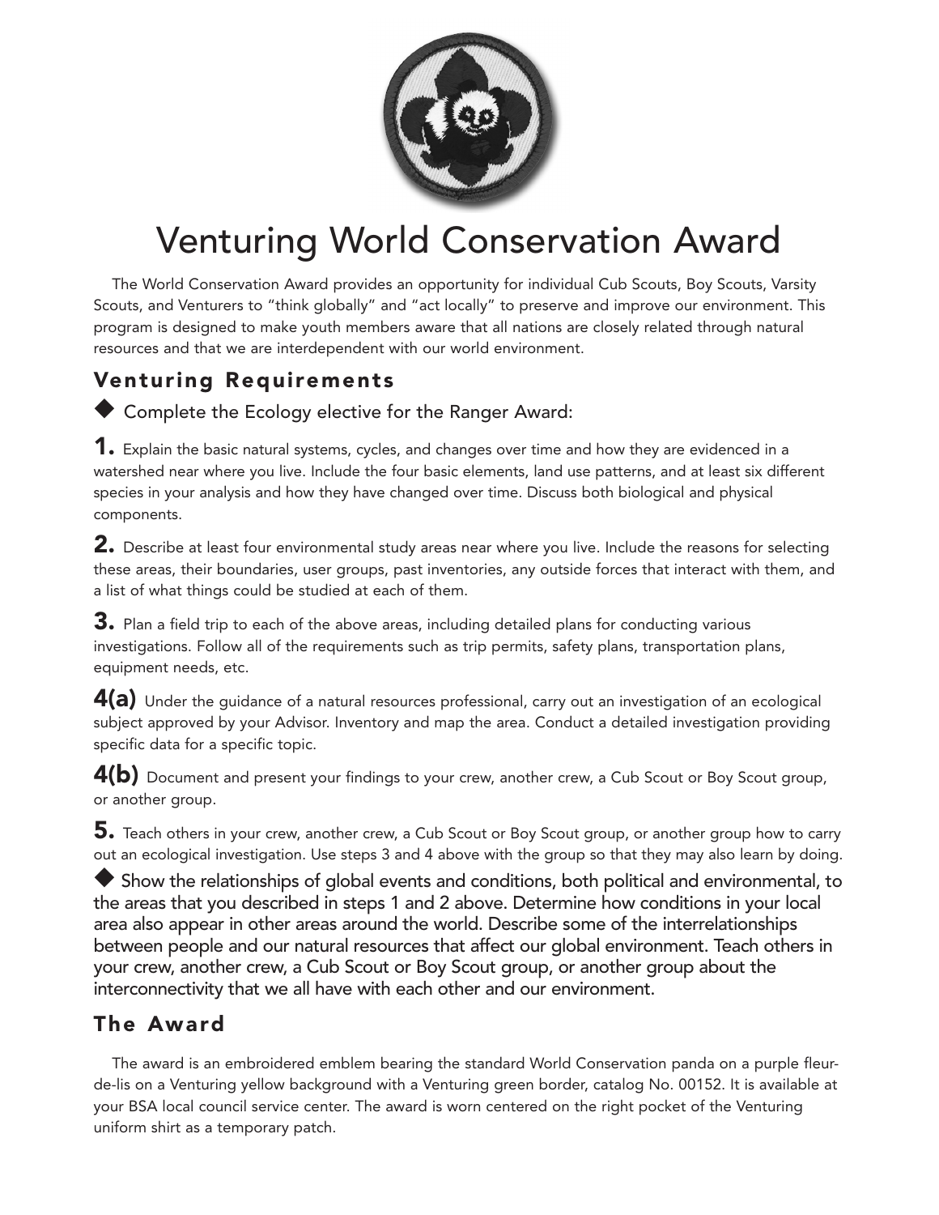# Venturing World Conservation Award

The World Conservation Award provides an opportunity for individual Cub Scouts, Boy Scouts, Varsity Scouts, and Venturers to "think globally" and "act locally" to preserve and improve our environment. This program is designed to make youth members aware that all nations are closely related through natural resources and that we are interdependent with our world environment.

## Venturing Requirements

◆ Complete the Ecology elective for the Ranger Award:

**1.** Explain the basic natural systems, cycles, and changes over time and how they are evidenced in a watershed near where you live. Include the four basic elements, land use patterns, and at least six different species in your analysis and how they have changed over time. Discuss both biological and physical components.

**2.** Describe at least four environmental study areas near where you live. Include the reasons for selecting these areas, their boundaries, user groups, past inventories, any outside forces that interact with them, and a list of what things could be studied at each of them.

**3.** Plan a field trip to each of the above areas, including detailed plans for conducting various investigations. Follow all of the requirements such as trip permits, safety plans, transportation plans, equipment needs, etc.

**4(a)** Under the guidance of a natural resources professional, carry out an investigation of an ecological subject approved by your Advisor. Inventory and map the area. Conduct a detailed investigation providing specific data for a specific topic.

**4(b)** Document and present your findings to your crew, another crew, a Cub Scout or Boy Scout group, or another group.

**5.** Teach others in your crew, another crew, a Cub Scout or Boy Scout group, or another group how to carry out an ecological investigation. Use steps 3 and 4 above with the group so that they may also learn by doing.

◆ Show the relationships of global events and conditions, both political and environmental, to the areas that you described in steps 1 and 2 above. Determine how conditions in your local area also appear in other areas around the world. Describe some of the interrelationships between people and our natural resources that affect our global environment. Teach others in your crew, another crew, a Cub Scout or Boy Scout group, or another group about the interconnectivity that we all have with each other and our environment.

## The Award

The award is an embroidered emblem bearing the standard World Conservation panda on a purple fleur-de-lis on a Venturing yellow background with a Venturing green border, catalog No. 00152. It is available at your BSA local council service center. The award is worn centered on the right pocket of the Venturing uniform shirt as a temporary patch.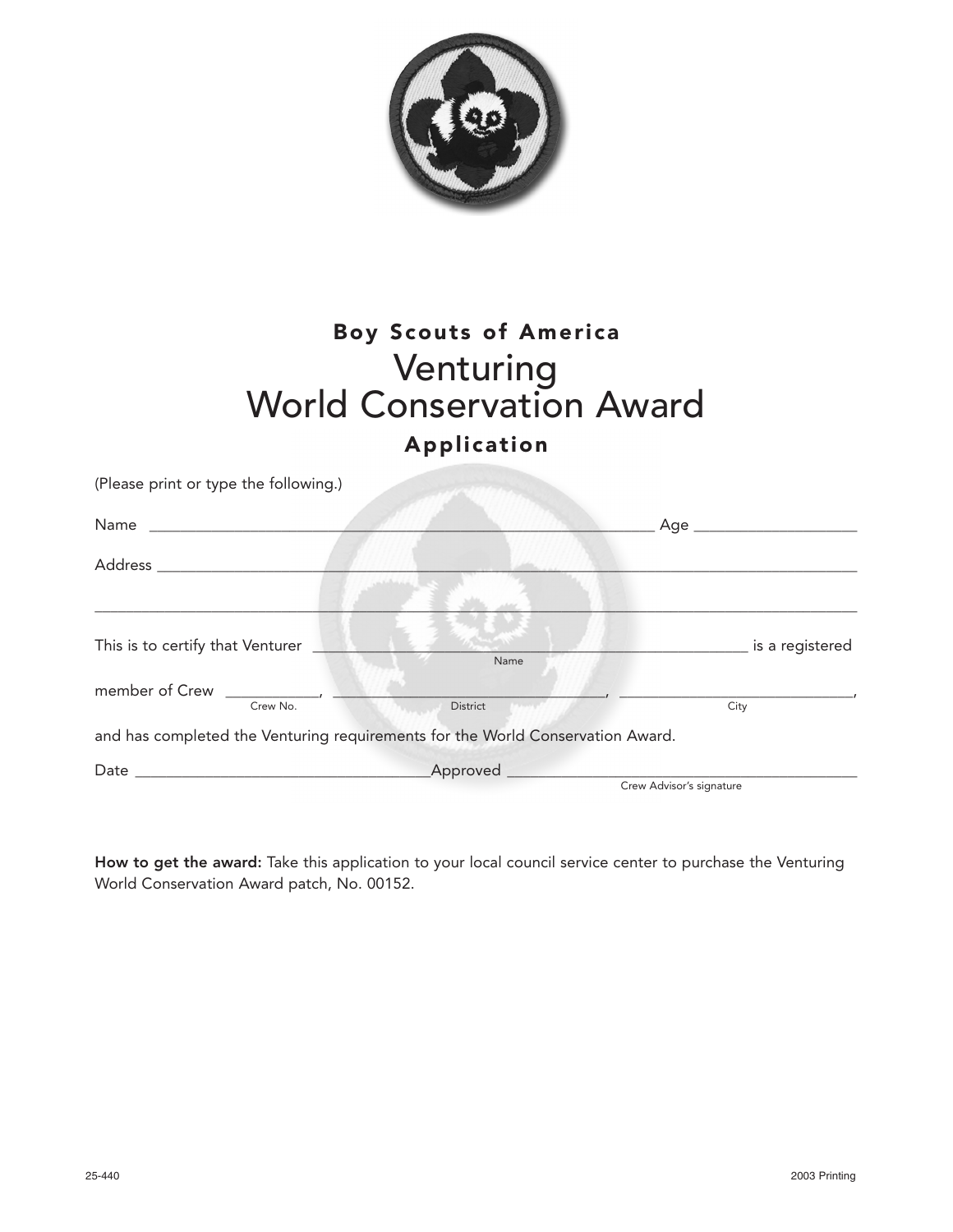## Boy Scouts of America

# Venturing World Conservation Award

## Application

(Please print or type the following.)

Name ____________________________________________ Age ________________

Address ____________________________________________________________

____________________________________________________________________

This is to certify that Venturer ______________________________ is a registered
Name

member of Crew __________, ______________________, ______________________,
Crew No. District City

and has completed the Venturing requirements for the World Conservation Award.

Date __________________________ Approved ______________________________
Crew Advisor's signature

**How to get the award:** Take this application to your local council service center to purchase the Venturing World Conservation Award patch, No. 00152.

25-440 2003 Printing